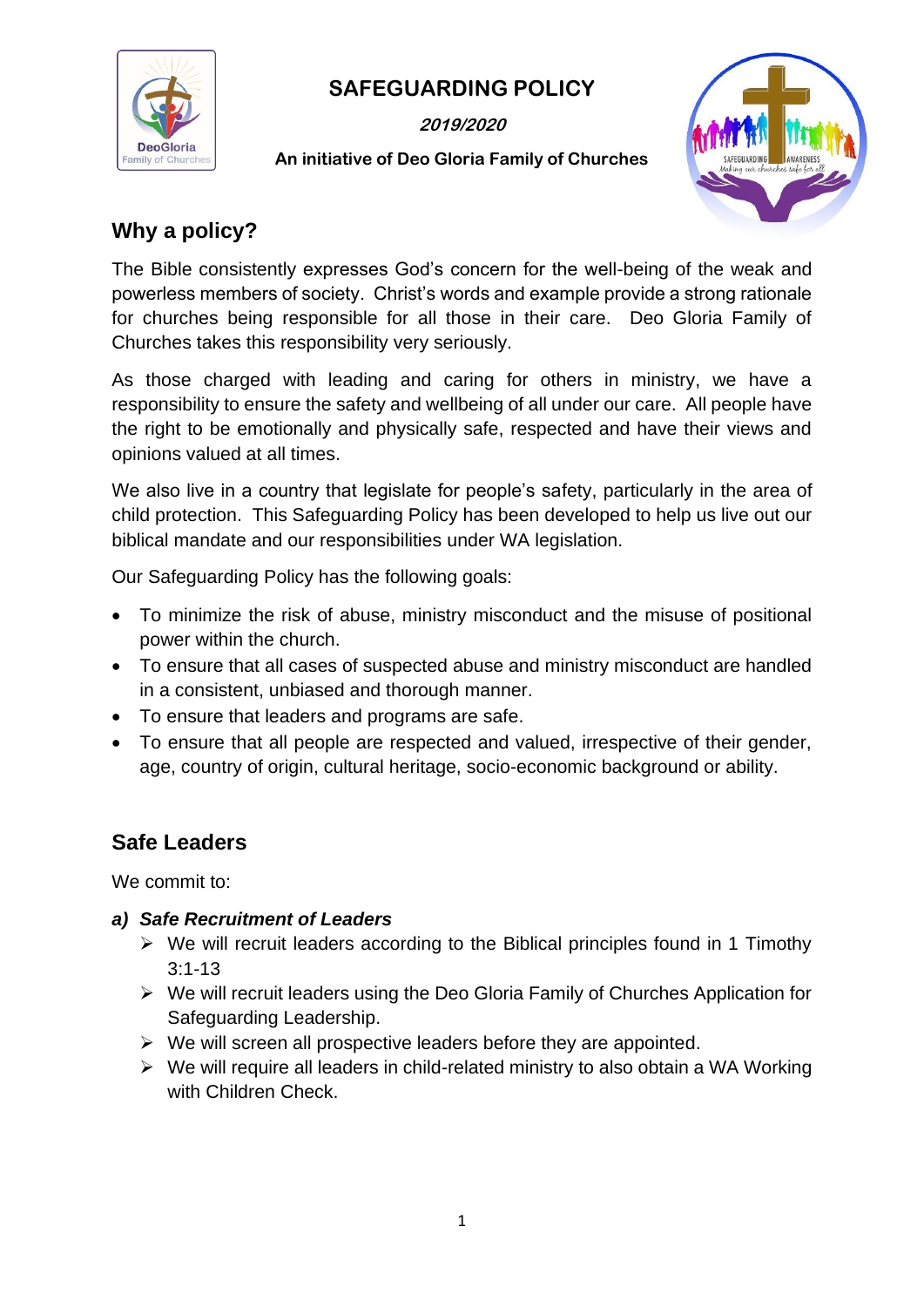# SAFEGUARDING POLICY

***2019/2020***

**An initiative of Deo Gloria Family of Churches**

## Why a policy?

The Bible consistently expresses God's concern for the well-being of the weak and powerless members of society. Christ's words and example provide a strong rationale for churches being responsible for all those in their care. Deo Gloria Family of Churches takes this responsibility very seriously.

As those charged with leading and caring for others in ministry, we have a responsibility to ensure the safety and wellbeing of all under our care. All people have the right to be emotionally and physically safe, respected and have their views and opinions valued at all times.

We also live in a country that legislate for people's safety, particularly in the area of child protection. This Safeguarding Policy has been developed to help us live out our biblical mandate and our responsibilities under WA legislation.

Our Safeguarding Policy has the following goals:

- To minimize the risk of abuse, ministry misconduct and the misuse of positional power within the church.
- To ensure that all cases of suspected abuse and ministry misconduct are handled in a consistent, unbiased and thorough manner.
- To ensure that leaders and programs are safe.
- To ensure that all people are respected and valued, irrespective of their gender, age, country of origin, cultural heritage, socio-economic background or ability.

## Safe Leaders

We commit to:

***a) Safe Recruitment of Leaders***

- We will recruit leaders according to the Biblical principles found in 1 Timothy 3:1-13
- We will recruit leaders using the Deo Gloria Family of Churches Application for Safeguarding Leadership.
- We will screen all prospective leaders before they are appointed.
- We will require all leaders in child-related ministry to also obtain a WA Working with Children Check.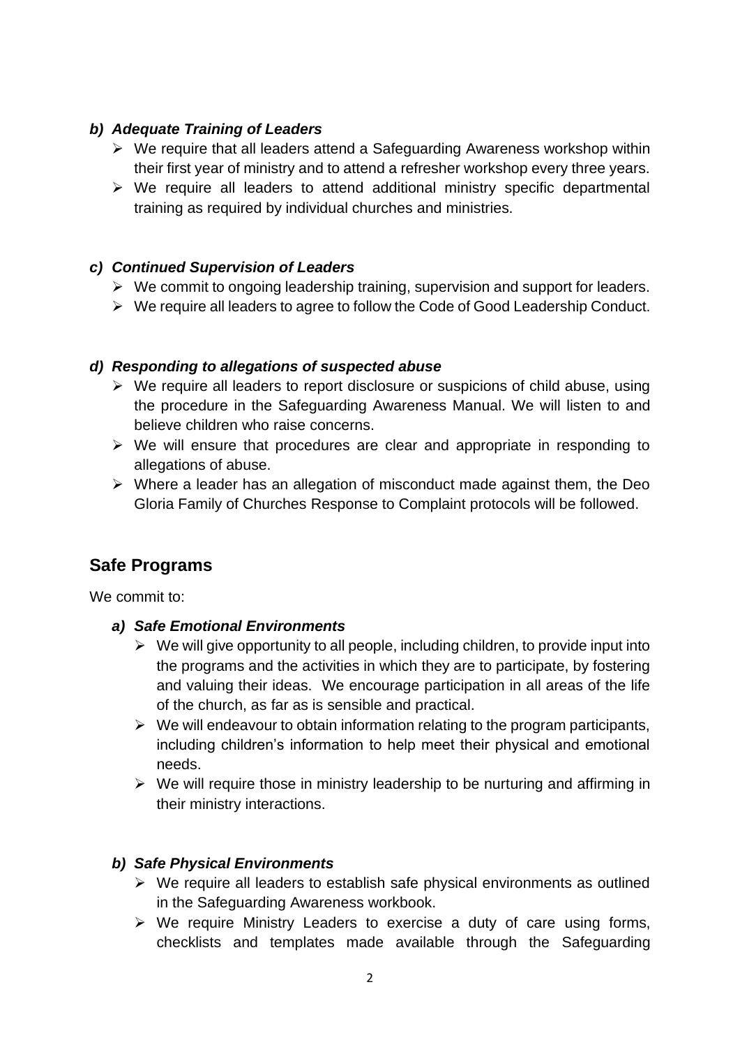### *b) Adequate Training of Leaders*

- We require that all leaders attend a Safeguarding Awareness workshop within their first year of ministry and to attend a refresher workshop every three years.
- We require all leaders to attend additional ministry specific departmental training as required by individual churches and ministries.

### *c) Continued Supervision of Leaders*

- We commit to ongoing leadership training, supervision and support for leaders.
- We require all leaders to agree to follow the Code of Good Leadership Conduct.

### *d) Responding to allegations of suspected abuse*

- We require all leaders to report disclosure or suspicions of child abuse, using the procedure in the Safeguarding Awareness Manual. We will listen to and believe children who raise concerns.
- We will ensure that procedures are clear and appropriate in responding to allegations of abuse.
- Where a leader has an allegation of misconduct made against them, the Deo Gloria Family of Churches Response to Complaint protocols will be followed.

## Safe Programs

We commit to:

### *a) Safe Emotional Environments*

- We will give opportunity to all people, including children, to provide input into the programs and the activities in which they are to participate, by fostering and valuing their ideas. We encourage participation in all areas of the life of the church, as far as is sensible and practical.
- We will endeavour to obtain information relating to the program participants, including children's information to help meet their physical and emotional needs.
- We will require those in ministry leadership to be nurturing and affirming in their ministry interactions.

### *b) Safe Physical Environments*

- We require all leaders to establish safe physical environments as outlined in the Safeguarding Awareness workbook.
- We require Ministry Leaders to exercise a duty of care using forms, checklists and templates made available through the Safeguarding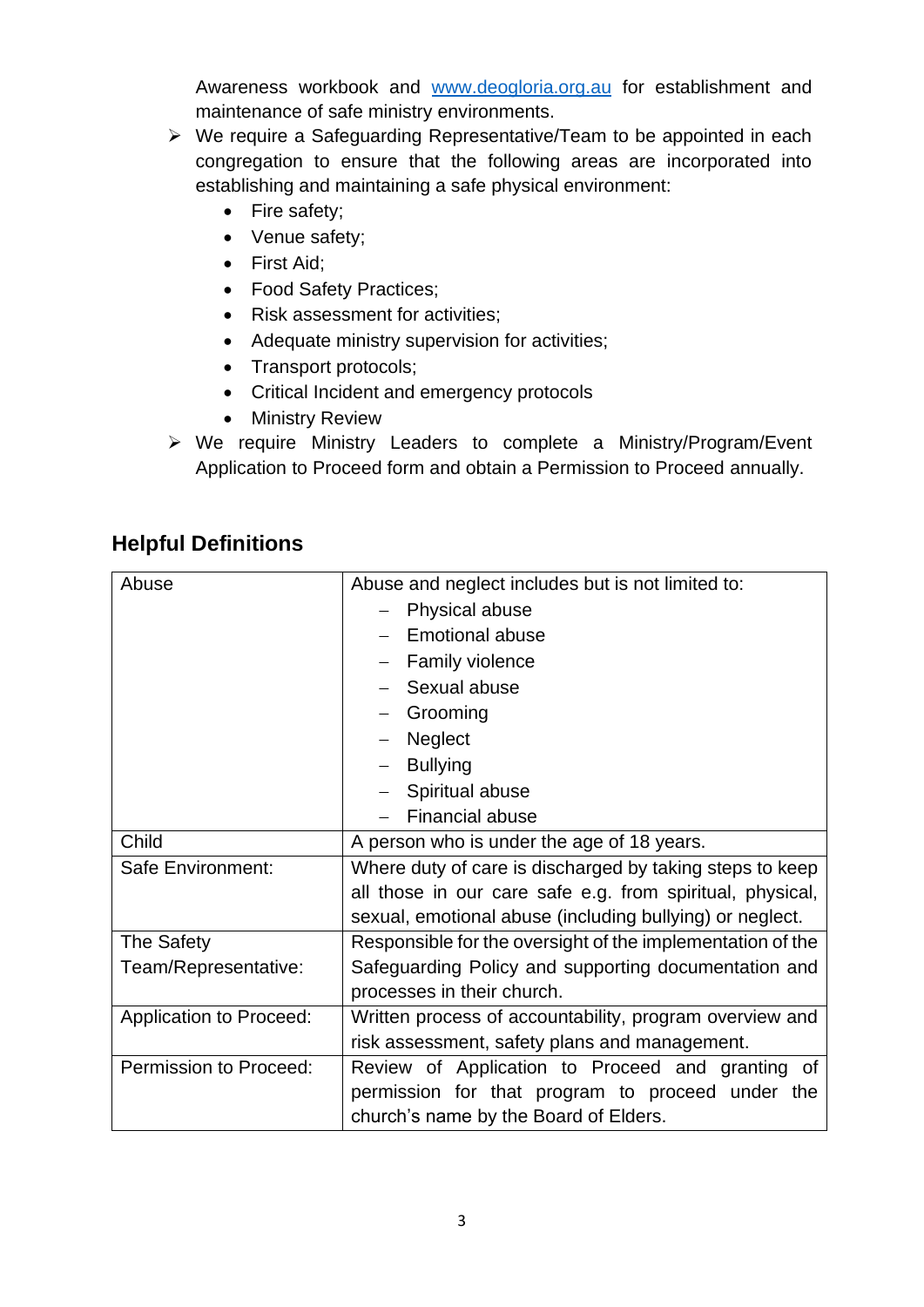Awareness workbook and [www.deogloria.org.au](http://www.deogloria.org.au) for establishment and maintenance of safe ministry environments.

- We require a Safeguarding Representative/Team to be appointed in each congregation to ensure that the following areas are incorporated into establishing and maintaining a safe physical environment:
  - Fire safety;
  - Venue safety;
  - First Aid;
  - Food Safety Practices;
  - Risk assessment for activities;
  - Adequate ministry supervision for activities;
  - Transport protocols;
  - Critical Incident and emergency protocols
  - Ministry Review
- We require Ministry Leaders to complete a Ministry/Program/Event Application to Proceed form and obtain a Permission to Proceed annually.

## Helpful Definitions

| | |
|---|---|
| Abuse | Abuse and neglect includes but is not limited to:<br>– Physical abuse<br>– Emotional abuse<br>– Family violence<br>– Sexual abuse<br>– Grooming<br>– Neglect<br>– Bullying<br>– Spiritual abuse<br>– Financial abuse |
| Child | A person who is under the age of 18 years. |
| Safe Environment: | Where duty of care is discharged by taking steps to keep all those in our care safe e.g. from spiritual, physical, sexual, emotional abuse (including bullying) or neglect. |
| The Safety Team/Representative: | Responsible for the oversight of the implementation of the Safeguarding Policy and supporting documentation and processes in their church. |
| Application to Proceed: | Written process of accountability, program overview and risk assessment, safety plans and management. |
| Permission to Proceed: | Review of Application to Proceed and granting of permission for that program to proceed under the church's name by the Board of Elders. |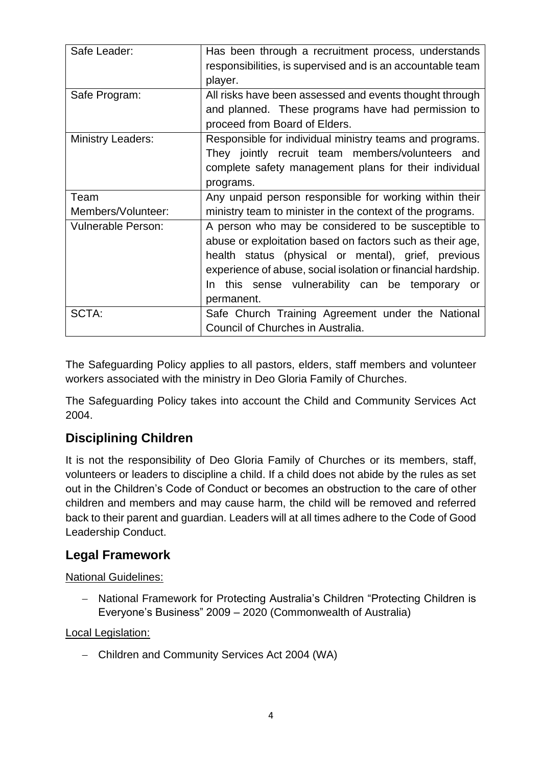| Safe Leader: | Has been through a recruitment process, understands responsibilities, is supervised and is an accountable team player. |
|---|---|
| Safe Program: | All risks have been assessed and events thought through and planned. These programs have had permission to proceed from Board of Elders. |
| Ministry Leaders: | Responsible for individual ministry teams and programs. They jointly recruit team members/volunteers and complete safety management plans for their individual programs. |
| Team Members/Volunteer: | Any unpaid person responsible for working within their ministry team to minister in the context of the programs. |
| Vulnerable Person: | A person who may be considered to be susceptible to abuse or exploitation based on factors such as their age, health status (physical or mental), grief, previous experience of abuse, social isolation or financial hardship. In this sense vulnerability can be temporary or permanent. |
| SCTA: | Safe Church Training Agreement under the National Council of Churches in Australia. |

The Safeguarding Policy applies to all pastors, elders, staff members and volunteer workers associated with the ministry in Deo Gloria Family of Churches.

The Safeguarding Policy takes into account the Child and Community Services Act 2004.

## Disciplining Children

It is not the responsibility of Deo Gloria Family of Churches or its members, staff, volunteers or leaders to discipline a child. If a child does not abide by the rules as set out in the Children's Code of Conduct or becomes an obstruction to the care of other children and members and may cause harm, the child will be removed and referred back to their parent and guardian. Leaders will at all times adhere to the Code of Good Leadership Conduct.

## Legal Framework

<u>National Guidelines:</u>

- National Framework for Protecting Australia's Children "Protecting Children is Everyone's Business" 2009 – 2020 (Commonwealth of Australia)

<u>Local Legislation:</u>

- Children and Community Services Act 2004 (WA)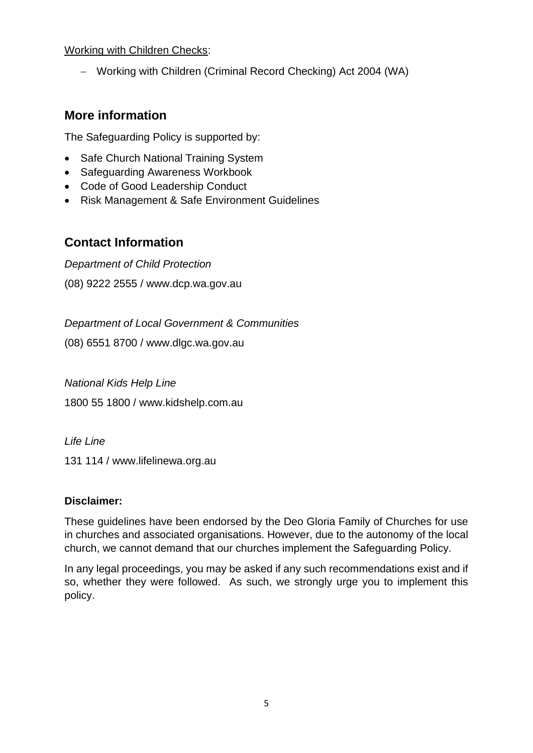Working with Children Checks:

- Working with Children (Criminal Record Checking) Act 2004 (WA)

## More information

The Safeguarding Policy is supported by:

- Safe Church National Training System
- Safeguarding Awareness Workbook
- Code of Good Leadership Conduct
- Risk Management & Safe Environment Guidelines

## Contact Information

*Department of Child Protection*

(08) 9222 2555 / www.dcp.wa.gov.au

*Department of Local Government & Communities*

(08) 6551 8700 / www.dlgc.wa.gov.au

*National Kids Help Line*

1800 55 1800 / www.kidshelp.com.au

*Life Line*

131 114 / www.lifelinewa.org.au

**Disclaimer:**

These guidelines have been endorsed by the Deo Gloria Family of Churches for use in churches and associated organisations. However, due to the autonomy of the local church, we cannot demand that our churches implement the Safeguarding Policy.

In any legal proceedings, you may be asked if any such recommendations exist and if so, whether they were followed. As such, we strongly urge you to implement this policy.